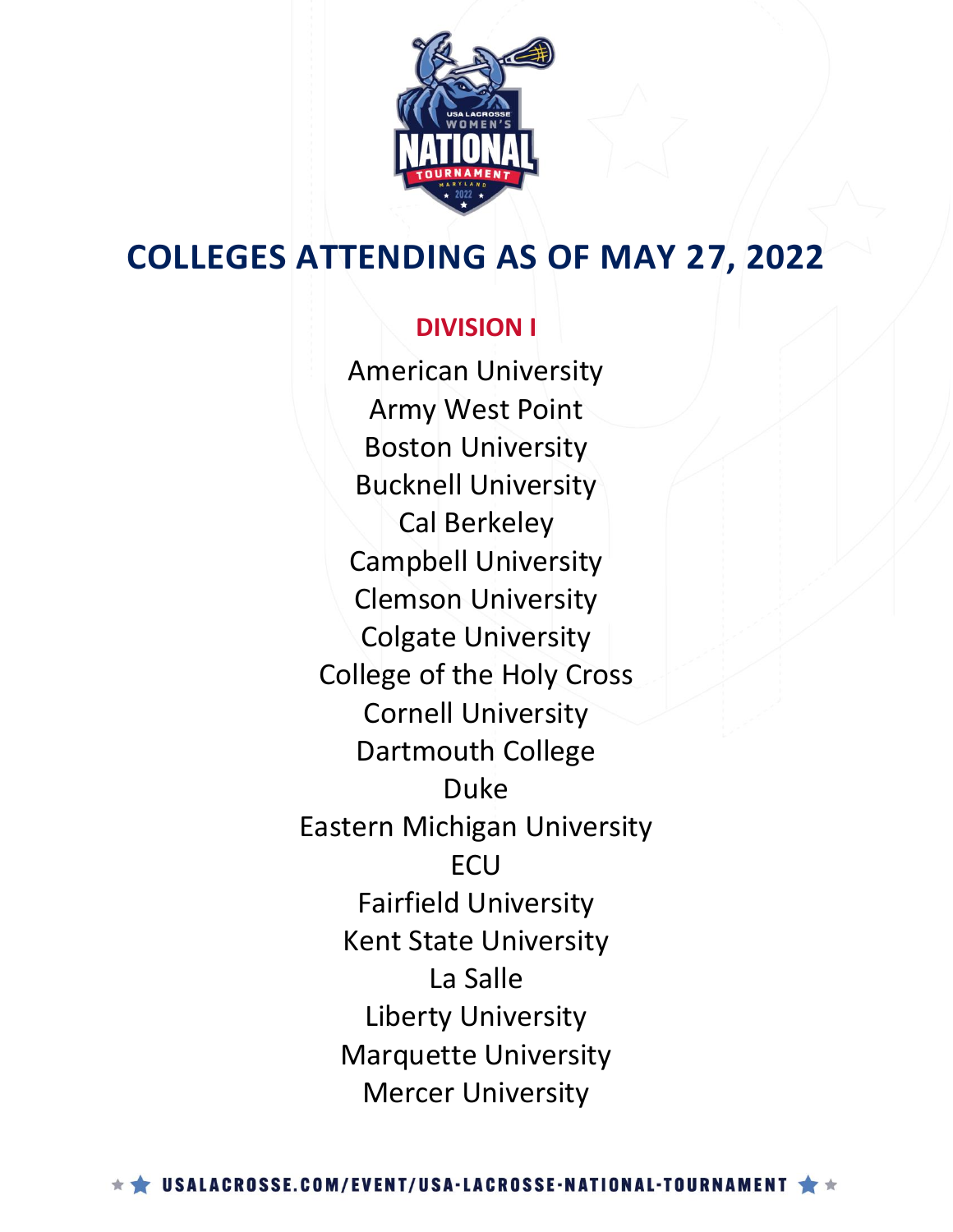# COLLEGES ATTENDING AS OF MAY 27, 2022

## DIVISION I

American University
Army West Point
Boston University
Bucknell University
Cal Berkeley
Campbell University
Clemson University
Colgate University
College of the Holy Cross
Cornell University
Dartmouth College
Duke
Eastern Michigan University
ECU
Fairfield University
Kent State University
La Salle
Liberty University
Marquette University
Mercer University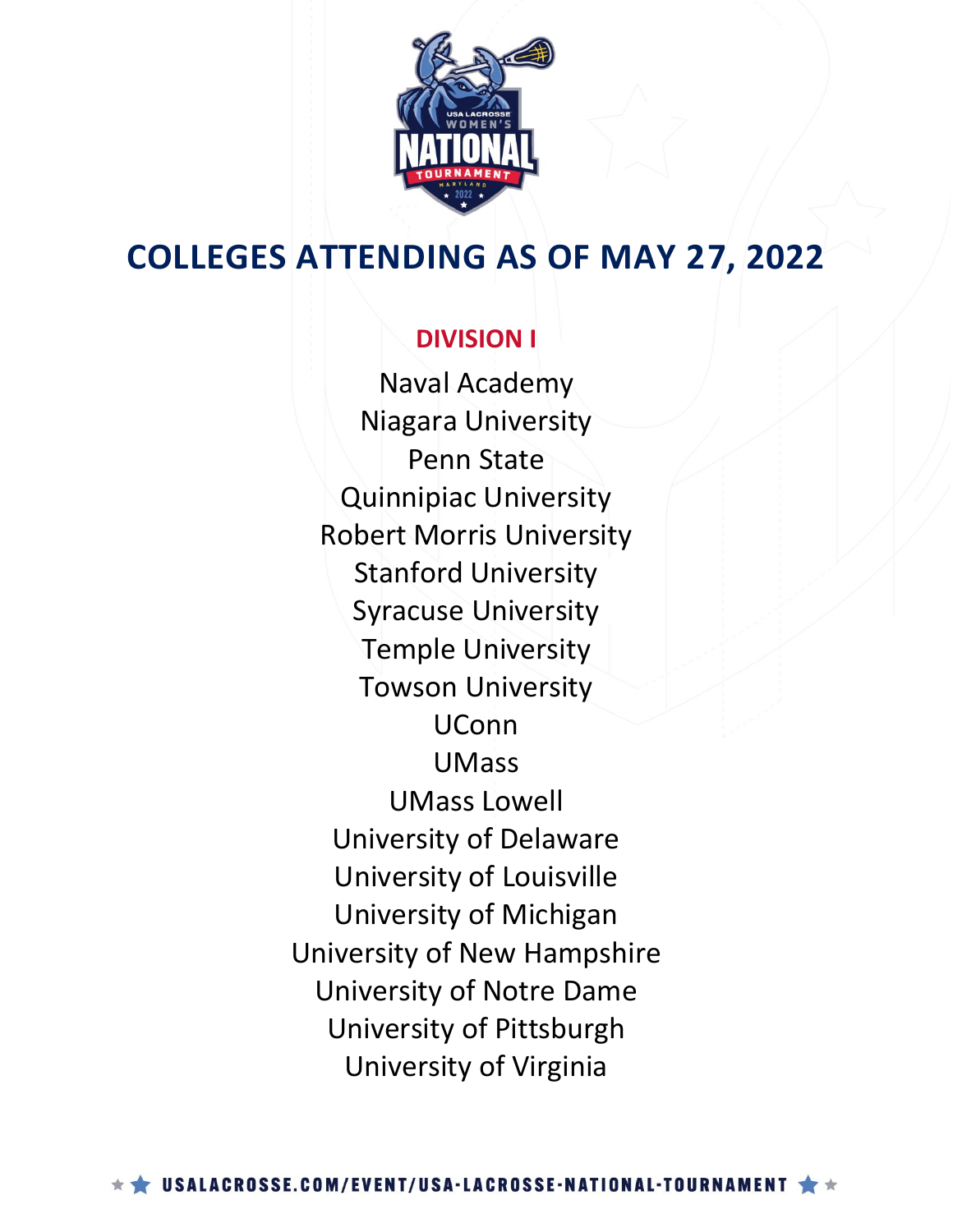# COLLEGES ATTENDING AS OF MAY 27, 2022

## DIVISION I

Naval Academy
Niagara University
Penn State
Quinnipiac University
Robert Morris University
Stanford University
Syracuse University
Temple University
Towson University
UConn
UMass
UMass Lowell
University of Delaware
University of Louisville
University of Michigan
University of New Hampshire
University of Notre Dame
University of Pittsburgh
University of Virginia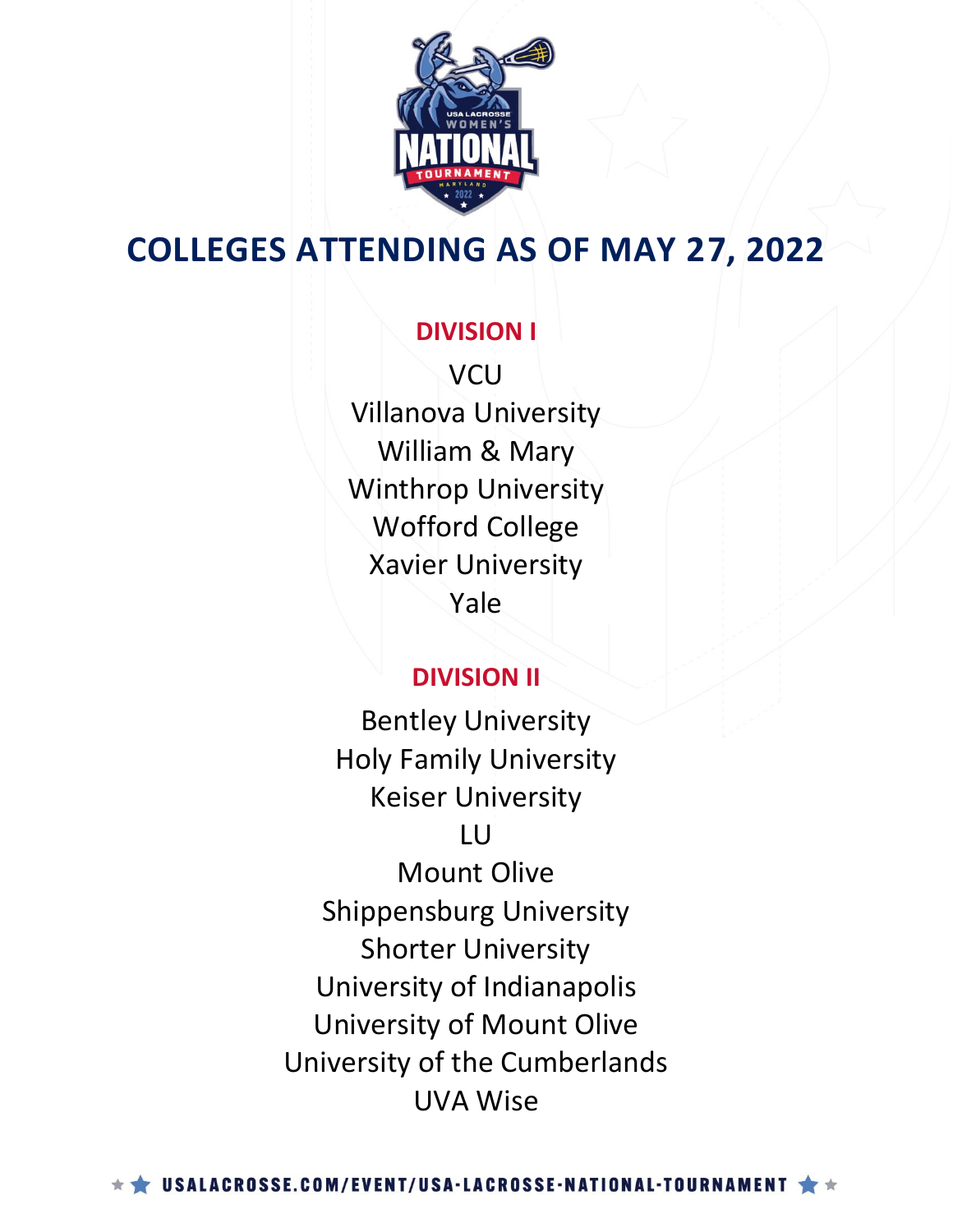# COLLEGES ATTENDING AS OF MAY 27, 2022

## DIVISION I

VCU
Villanova University
William & Mary
Winthrop University
Wofford College
Xavier University
Yale

## DIVISION II

Bentley University
Holy Family University
Keiser University
LU
Mount Olive
Shippensburg University
Shorter University
University of Indianapolis
University of Mount Olive
University of the Cumberlands
UVA Wise

USALACROSSE.COM/EVENT/USA-LACROSSE-NATIONAL-TOURNAMENT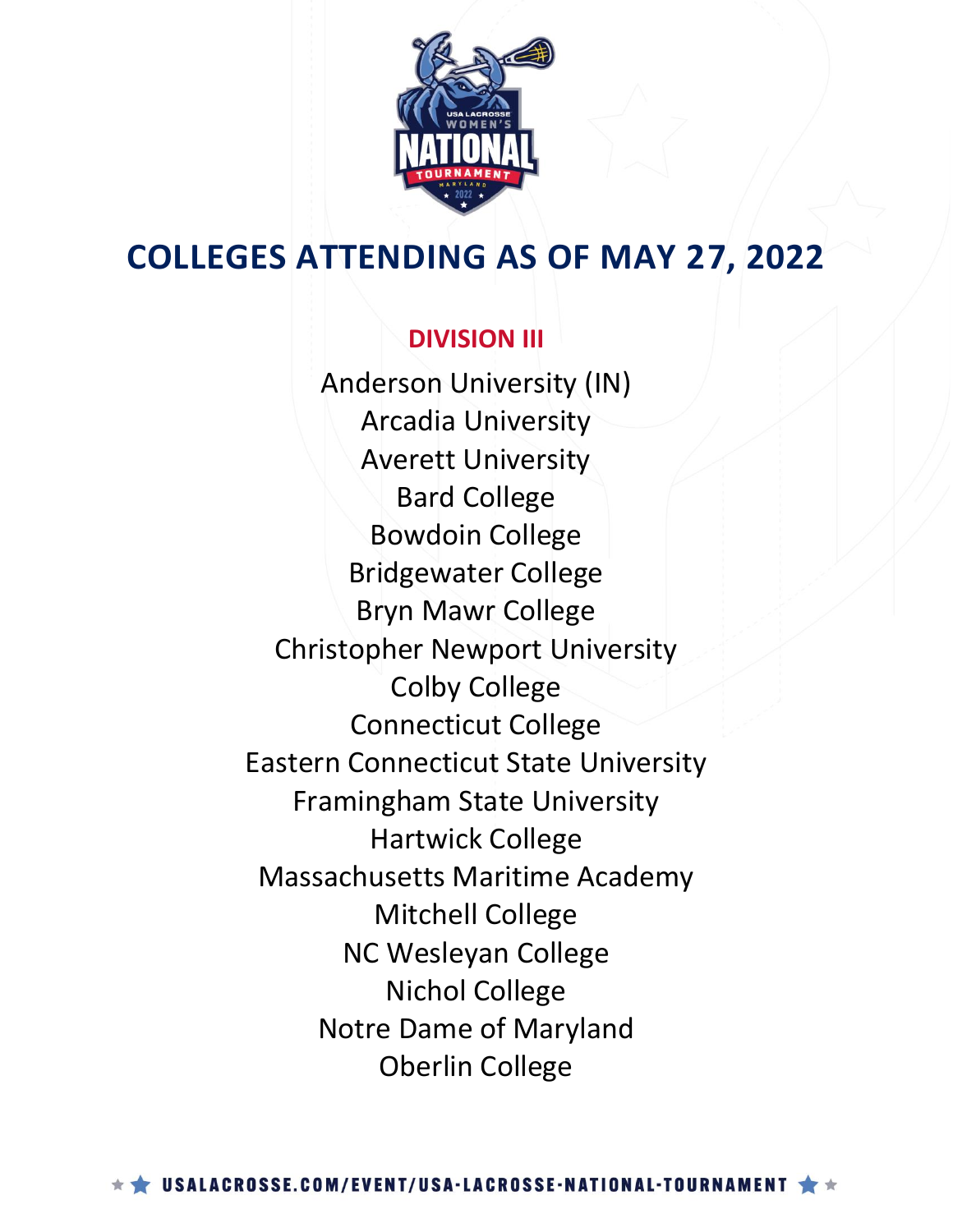# COLLEGES ATTENDING AS OF MAY 27, 2022

## DIVISION III

Anderson University (IN)
Arcadia University
Averett University
Bard College
Bowdoin College
Bridgewater College
Bryn Mawr College
Christopher Newport University
Colby College
Connecticut College
Eastern Connecticut State University
Framingham State University
Hartwick College
Massachusetts Maritime Academy
Mitchell College
NC Wesleyan College
Nichol College
Notre Dame of Maryland
Oberlin College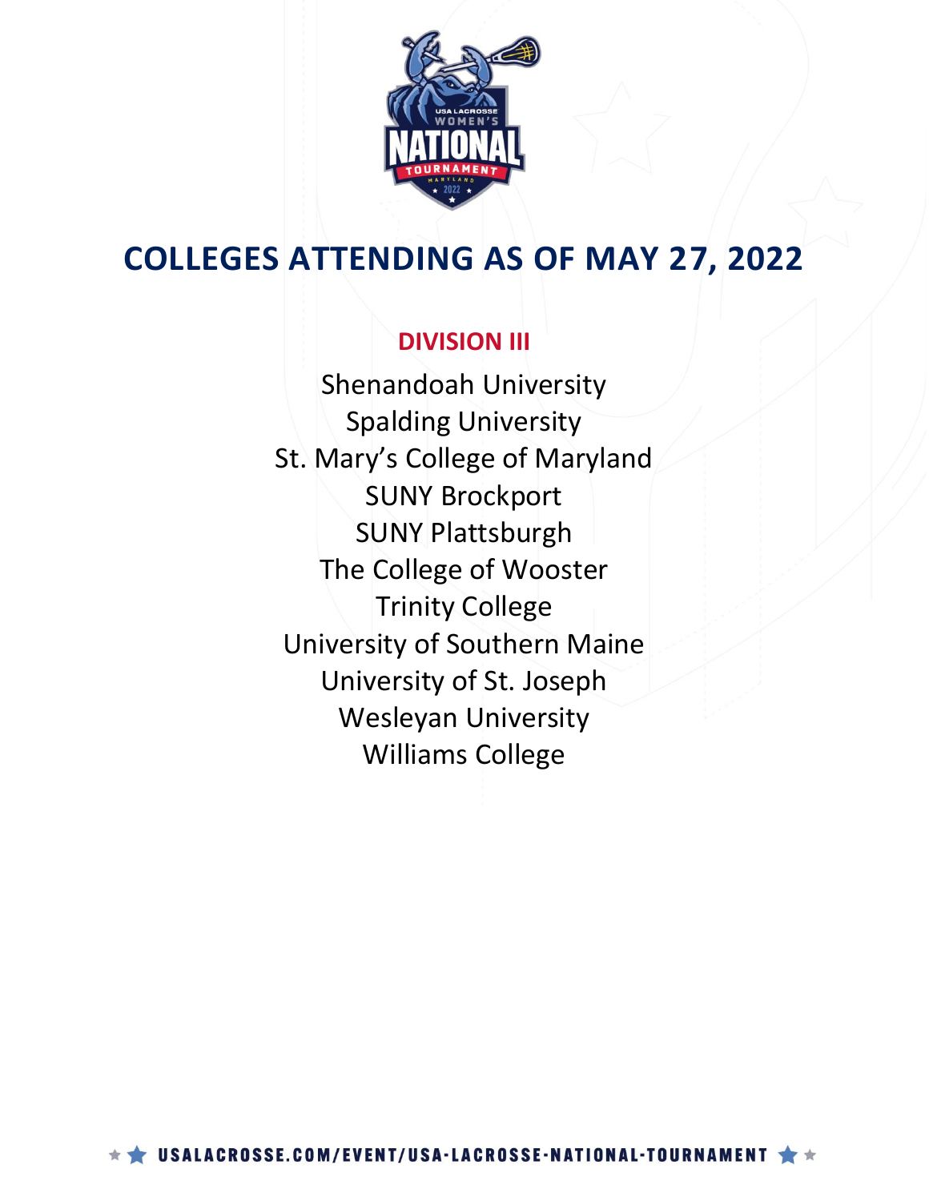# COLLEGES ATTENDING AS OF MAY 27, 2022

## DIVISION III

Shenandoah University
Spalding University
St. Mary's College of Maryland
SUNY Brockport
SUNY Plattsburgh
The College of Wooster
Trinity College
University of Southern Maine
University of St. Joseph
Wesleyan University
Williams College